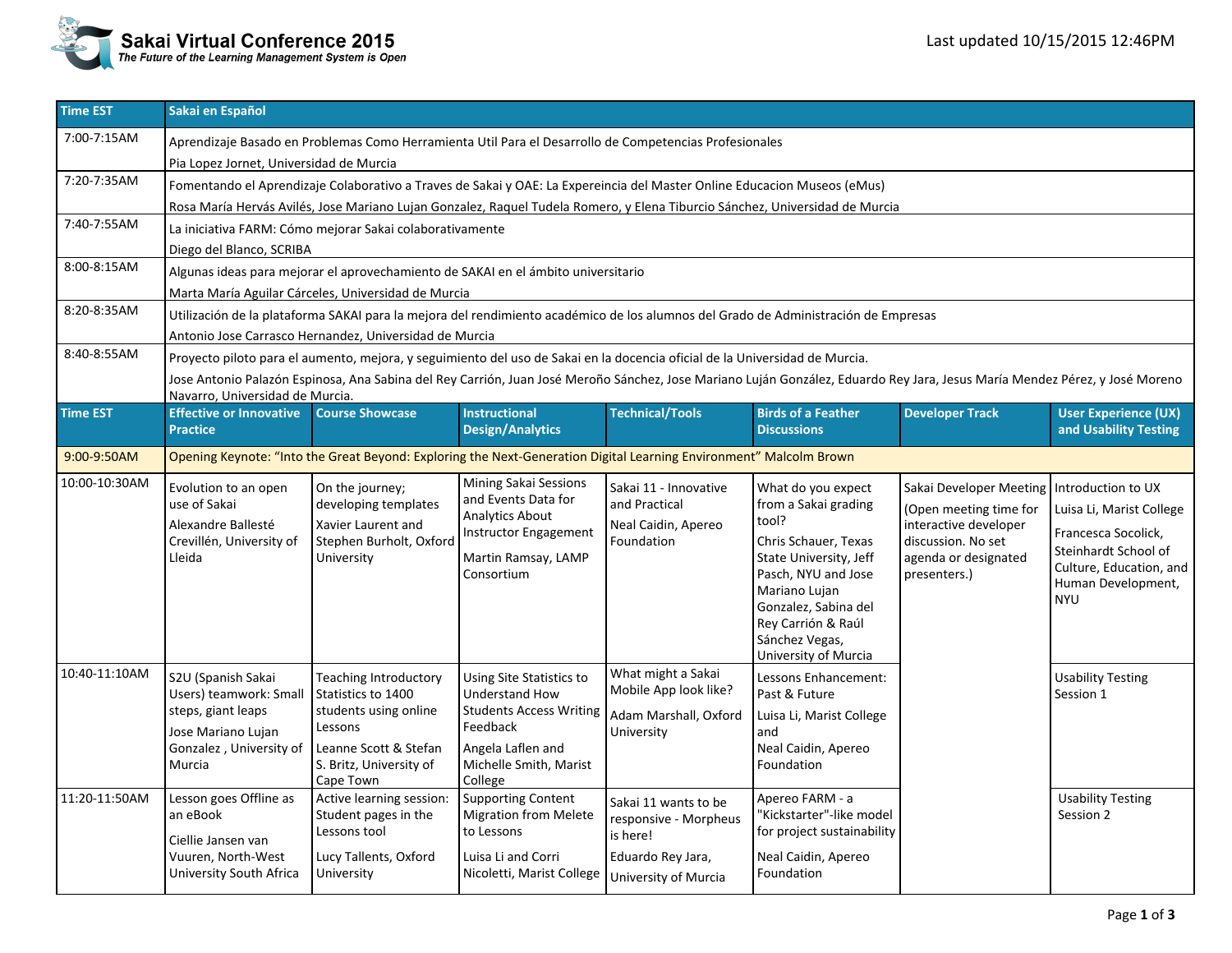# Sakai Virtual Conference 2015

*The Future of the Learning Management System is Open*

Last updated 10/15/2015 12:46PM

| Time EST | Sakai en Español |
|---|---|
| 7:00-7:15AM | Aprendizaje Basado en Problemas Como Herramienta Util Para el Desarrollo de Competencias Profesionales<br>Pia Lopez Jornet, Universidad de Murcia |
| 7:20-7:35AM | Fomentando el Aprendizaje Colaborativo a Traves de Sakai y OAE: La Expereincia del Master Online Educacion Museos (eMus)<br>Rosa María Hervás Avilés, Jose Mariano Lujan Gonzalez, Raquel Tudela Romero, y Elena Tiburcio Sánchez, Universidad de Murcia |
| 7:40-7:55AM | La iniciativa FARM: Cómo mejorar Sakai colaborativamente<br>Diego del Blanco, SCRIBA |
| 8:00-8:15AM | Algunas ideas para mejorar el aprovechamiento de SAKAI en el ámbito universitario<br>Marta María Aguilar Cárceles, Universidad de Murcia |
| 8:20-8:35AM | Utilización de la plataforma SAKAI para la mejora del rendimiento académico de los alumnos del Grado de Administración de Empresas<br>Antonio Jose Carrasco Hernandez, Universidad de Murcia |
| 8:40-8:55AM | Proyecto piloto para el aumento, mejora, y seguimiento del uso de Sakai en la docencia oficial de la Universidad de Murcia.<br>Jose Antonio Palazón Espinosa, Ana Sabina del Rey Carrión, Juan José Meroño Sánchez, Jose Mariano Luján González, Eduardo Rey Jara, Jesus María Mendez Pérez, y José Moreno Navarro, Universidad de Murcia. |

| Time EST | Effective or Innovative Practice | Course Showcase | Instructional Design/Analytics | Technical/Tools | Birds of a Feather Discussions | Developer Track | User Experience (UX) and Usability Testing |
|---|---|---|---|---|---|---|---|
| 9:00-9:50AM | Opening Keynote: "Into the Great Beyond: Exploring the Next-Generation Digital Learning Environment" Malcolm Brown | | | | | | |
| 10:00-10:30AM | Evolution to an open use of Sakai<br>Alexandre Ballesté Crevillén, University of Lleida | On the journey; developing templates<br>Xavier Laurent and Stephen Burholt, Oxford University | Mining Sakai Sessions and Events Data for Analytics About Instructor Engagement<br>Martin Ramsay, LAMP Consortium | Sakai 11 - Innovative and Practical<br>Neal Caidin, Apereo Foundation | What do you expect from a Sakai grading tool?<br>Chris Schauer, Texas State University, Jeff Pasch, NYU and Jose Mariano Lujan Gonzalez, Sabina del Rey Carrión & Raúl Sánchez Vegas, University of Murcia | Sakai Developer Meeting<br>(Open meeting time for interactive developer discussion. No set agenda or designated presenters.) | Introduction to UX<br>Luisa Li, Marist College<br>Francesca Socolick, Steinhardt School of Culture, Education, and Human Development, NYU |
| 10:40-11:10AM | S2U (Spanish Sakai Users) teamwork: Small steps, giant leaps<br>Jose Mariano Lujan Gonzalez , University of Murcia | Teaching Introductory Statistics to 1400 students using online Lessons<br>Leanne Scott & Stefan S. Britz, University of Cape Town | Using Site Statistics to Understand How Students Access Writing Feedback<br>Angela Laflen and Michelle Smith, Marist College | What might a Sakai Mobile App look like?<br>Adam Marshall, Oxford University | Lessons Enhancement: Past & Future<br>Luisa Li, Marist College and<br>Neal Caidin, Apereo Foundation | | Usability Testing Session 1 |
| 11:20-11:50AM | Lesson goes Offline as an eBook<br>Ciellie Jansen van Vuuren, North-West University South Africa | Active learning session: Student pages in the Lessons tool<br>Lucy Tallents, Oxford University | Supporting Content Migration from Melete to Lessons<br>Luisa Li and Corri Nicoletti, Marist College | Sakai 11 wants to be responsive - Morpheus is here!<br>Eduardo Rey Jara, University of Murcia | Apereo FARM - a "Kickstarter"-like model for project sustainability<br>Neal Caidin, Apereo Foundation | | Usability Testing Session 2 |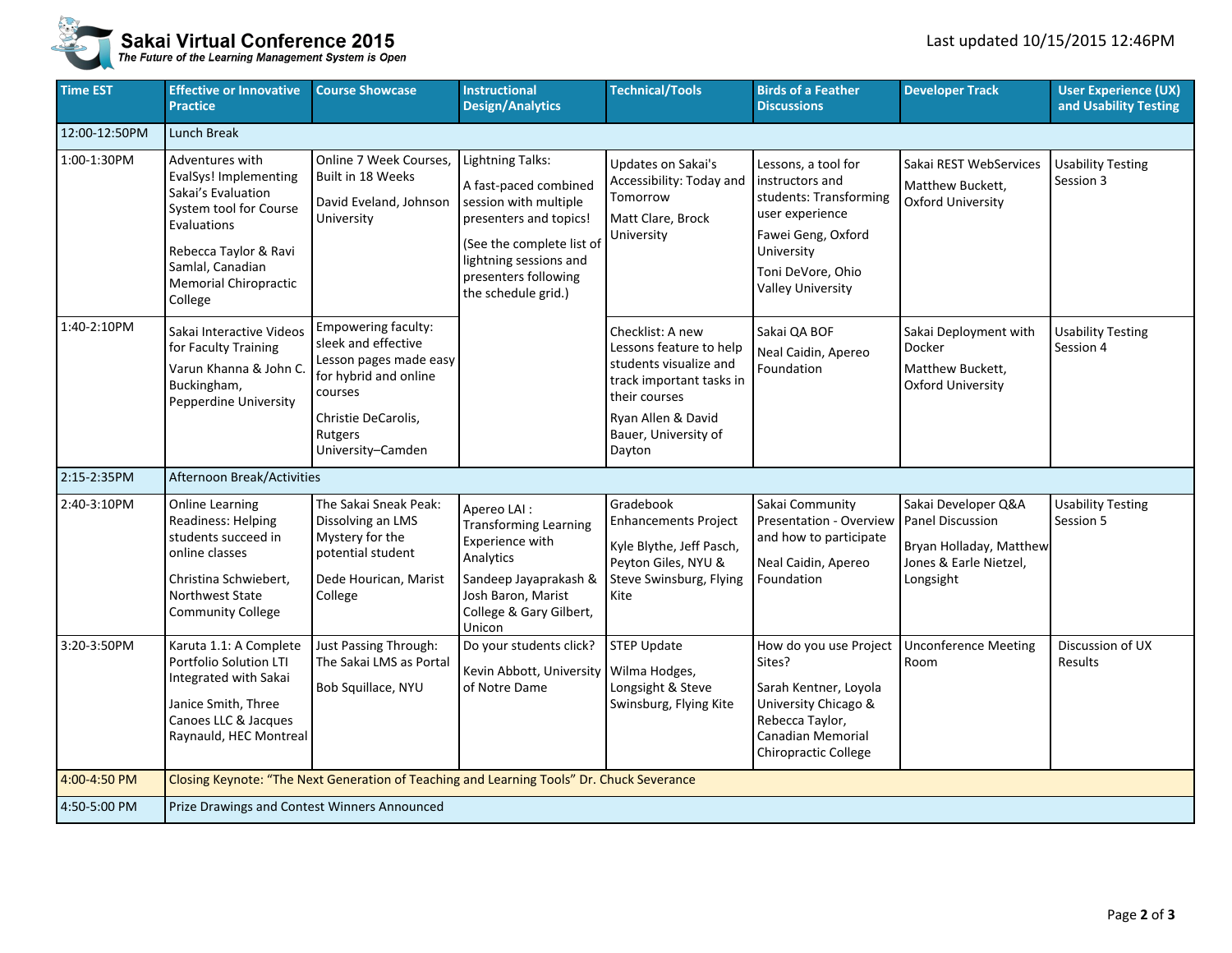# Sakai Virtual Conference 2015

*The Future of the Learning Management System is Open*

Last updated 10/15/2015 12:46PM

| Time EST | Effective or Innovative Practice | Course Showcase | Instructional Design/Analytics | Technical/Tools | Birds of a Feather Discussions | Developer Track | User Experience (UX) and Usability Testing |
|---|---|---|---|---|---|---|---|
| 12:00-12:50PM | Lunch Break | | | | | | |
| 1:00-1:30PM | Adventures with EvalSys! Implementing Sakai's Evaluation System tool for Course Evaluations<br><br>Rebecca Taylor & Ravi Samlal, Canadian Memorial Chiropractic College | Online 7 Week Courses, Built in 18 Weeks<br><br>David Eveland, Johnson University | Lightning Talks:<br><br>A fast-paced combined session with multiple presenters and topics!<br><br>(See the complete list of lightning sessions and presenters following the schedule grid.) | Updates on Sakai's Accessibility: Today and Tomorrow<br><br>Matt Clare, Brock University | Lessons, a tool for instructors and students: Transforming user experience<br><br>Fawei Geng, Oxford University<br><br>Toni DeVore, Ohio Valley University | Sakai REST WebServices<br><br>Matthew Buckett, Oxford University | Usability Testing Session 3 |
| 1:40-2:10PM | Sakai Interactive Videos for Faculty Training<br><br>Varun Khanna & John C. Buckingham, Pepperdine University | Empowering faculty: sleek and effective Lesson pages made easy for hybrid and online courses<br><br>Christie DeCarolis, Rutgers University–Camden | | Checklist: A new Lessons feature to help students visualize and track important tasks in their courses<br><br>Ryan Allen & David Bauer, University of Dayton | Sakai QA BOF<br><br>Neal Caidin, Apereo Foundation | Sakai Deployment with Docker<br><br>Matthew Buckett, Oxford University | Usability Testing Session 4 |
| 2:15-2:35PM | Afternoon Break/Activities | | | | | | |
| 2:40-3:10PM | Online Learning Readiness: Helping students succeed in online classes<br><br>Christina Schwiebert, Northwest State Community College | The Sakai Sneak Peak: Dissolving an LMS Mystery for the potential student<br><br>Dede Hourican, Marist College | Apereo LAI : Transforming Learning Experience with Analytics<br><br>Sandeep Jayaprakash & Josh Baron, Marist College & Gary Gilbert, Unicon | Gradebook Enhancements Project<br><br>Kyle Blythe, Jeff Pasch, Peyton Giles, NYU & Steve Swinsburg, Flying Kite | Sakai Community Presentation - Overview and how to participate<br><br>Neal Caidin, Apereo Foundation | Sakai Developer Q&A Panel Discussion<br><br>Bryan Holladay, Matthew Jones & Earle Nietzel, Longsight | Usability Testing Session 5 |
| 3:20-3:50PM | Karuta 1.1: A Complete Portfolio Solution LTI Integrated with Sakai<br><br>Janice Smith, Three Canoes LLC & Jacques Raynauld, HEC Montreal | Just Passing Through: The Sakai LMS as Portal<br><br>Bob Squillace, NYU | Do your students click?<br><br>Kevin Abbott, University of Notre Dame | STEP Update<br><br>Wilma Hodges, Longsight & Steve Swinsburg, Flying Kite | How do you use Project Sites?<br><br>Sarah Kentner, Loyola University Chicago & Rebecca Taylor, Canadian Memorial Chiropractic College | Unconference Meeting Room | Discussion of UX Results |
| 4:00-4:50 PM | Closing Keynote: "The Next Generation of Teaching and Learning Tools" Dr. Chuck Severance | | | | | | |
| 4:50-5:00 PM | Prize Drawings and Contest Winners Announced | | | | | | |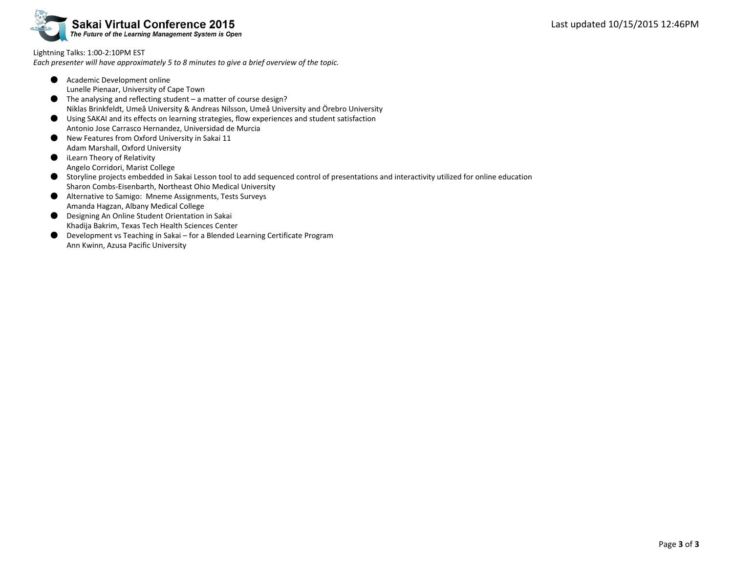Lightning Talks: 1:00-2:10PM EST

*Each presenter will have approximately 5 to 8 minutes to give a brief overview of the topic.*

- Academic Development online
  Lunelle Pienaar, University of Cape Town
- The analysing and reflecting student – a matter of course design?
  Niklas Brinkfeldt, Umeå University & Andreas Nilsson, Umeå University and Örebro University
- Using SAKAI and its effects on learning strategies, flow experiences and student satisfaction
  Antonio Jose Carrasco Hernandez, Universidad de Murcia
- New Features from Oxford University in Sakai 11
  Adam Marshall, Oxford University
- iLearn Theory of Relativity
  Angelo Corridori, Marist College
- Storyline projects embedded in Sakai Lesson tool to add sequenced control of presentations and interactivity utilized for online education
  Sharon Combs-Eisenbarth, Northeast Ohio Medical University
- Alternative to Samigo:  Mneme Assignments, Tests Surveys
  Amanda Hagzan, Albany Medical College
- Designing An Online Student Orientation in Sakai
  Khadija Bakrim, Texas Tech Health Sciences Center
- Development vs Teaching in Sakai – for a Blended Learning Certificate Program
  Ann Kwinn, Azusa Pacific University